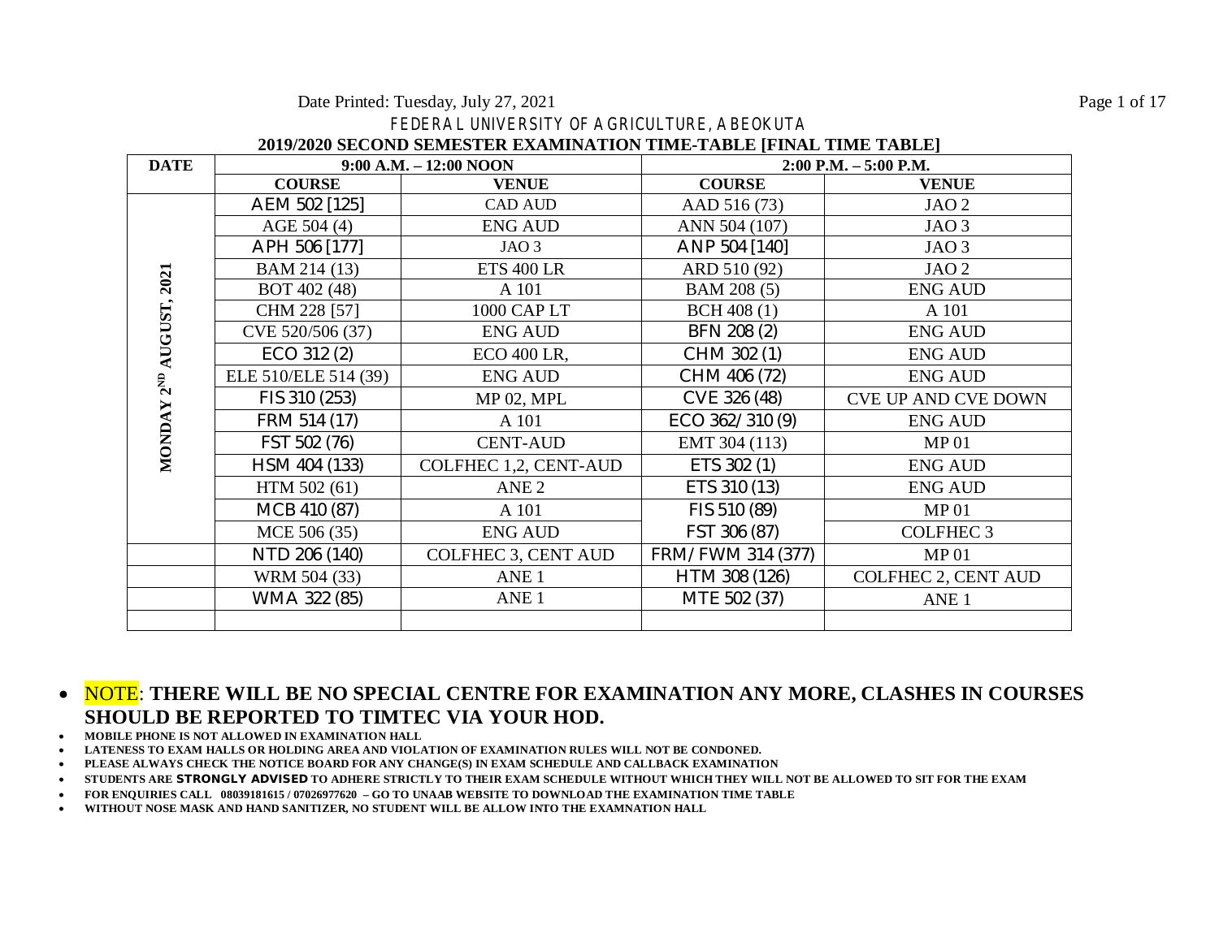Date Printed: Tuesday, July 27, 2021

FEDERAL UNIVERSITY OF AGRICULTURE, ABEOKUTA

**2019/2020 SECOND SEMESTER EXAMINATION TIME-TABLE [FINAL TIME TABLE]**

| DATE | 9:00 A.M. – 12:00 NOON | | 2:00 P.M. – 5:00 P.M. | |
|---|---|---|---|---|
| | **COURSE** | **VENUE** | **COURSE** | **VENUE** |
| MONDAY 2ND AUGUST, 2021 | AEM 502 [125] | CAD AUD | AAD 516 (73) | JAO 2 |
| | AGE 504 (4) | ENG AUD | ANN 504 (107) | JAO 3 |
| | APH 506 [177] | JAO 3 | ANP 504 [140] | JAO 3 |
| | BAM 214 (13) | ETS 400 LR | ARD 510 (92) | JAO 2 |
| | BOT 402 (48) | A 101 | BAM 208 (5) | ENG AUD |
| | CHM 228 [57] | 1000 CAP LT | BCH 408 (1) | A 101 |
| | CVE 520/506 (37) | ENG AUD | BFN 208 (2) | ENG AUD |
| | ECO 312 (2) | ECO 400 LR, | CHM 302 (1) | ENG AUD |
| | ELE 510/ELE 514 (39) | ENG AUD | CHM 406 (72) | ENG AUD |
| | FIS 310 (253) | MP 02, MPL | CVE 326 (48) | CVE UP AND CVE DOWN |
| | FRM 514 (17) | A 101 | ECO 362/ 310 (9) | ENG AUD |
| | FST 502 (76) | CENT-AUD | EMT 304 (113) | MP 01 |
| | HSM 404 (133) | COLFHEC 1,2, CENT-AUD | ETS 302 (1) | ENG AUD |
| | HTM 502 (61) | ANE 2 | ETS 310 (13) | ENG AUD |
| | MCB 410 (87) | A 101 | FIS 510 (89) | MP 01 |
| | MCE 506 (35) | ENG AUD | FST 306 (87) | COLFHEC 3 |
| | NTD 206 (140) | COLFHEC 3, CENT AUD | FRM/ FWM 314 (377) | MP 01 |
| | WRM 504 (33) | ANE 1 | HTM 308 (126) | COLFHEC 2, CENT AUD |
| | WMA 322 (85) | ANE 1 | MTE 502 (37) | ANE 1 |
| | | | | |

- NOTE: **THERE WILL BE NO SPECIAL CENTRE FOR EXAMINATION ANY MORE, CLASHES IN COURSES SHOULD BE REPORTED TO TIMTEC VIA YOUR HOD.**
- **MOBILE PHONE IS NOT ALLOWED IN EXAMINATION HALL**
- **LATENESS TO EXAM HALLS OR HOLDING AREA AND VIOLATION OF EXAMINATION RULES WILL NOT BE CONDONED.**
- **PLEASE ALWAYS CHECK THE NOTICE BOARD FOR ANY CHANGE(S) IN EXAM SCHEDULE AND CALLBACK EXAMINATION**
- **STUDENTS ARE STRONGLY ADVISED TO ADHERE STRICTLY TO THEIR EXAM SCHEDULE WITHOUT WHICH THEY WILL NOT BE ALLOWED TO SIT FOR THE EXAM**
- **FOR ENQUIRIES CALL 08039181615 / 07026977620 – GO TO UNAAB WEBSITE TO DOWNLOAD THE EXAMINATION TIME TABLE**
- **WITHOUT NOSE MASK AND HAND SANITIZER, NO STUDENT WILL BE ALLOW INTO THE EXAMNATION HALL**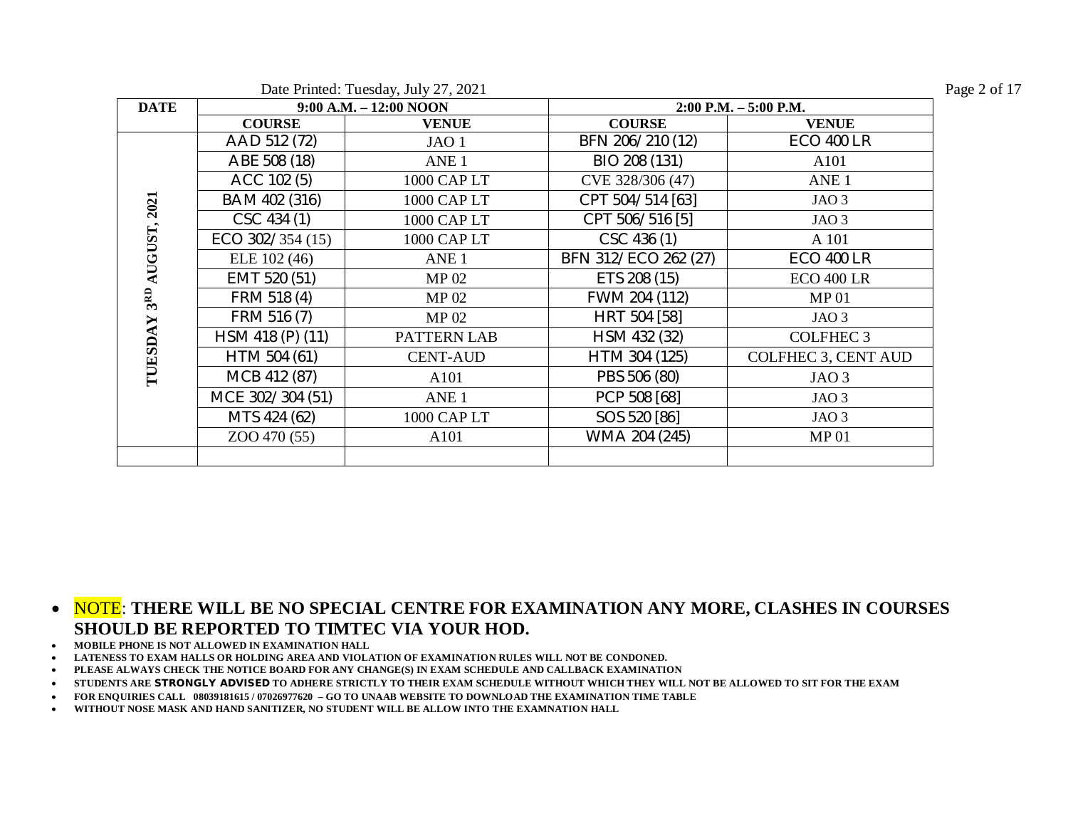Date Printed: Tuesday, July 27, 2021

| DATE | 9:00 A.M. – 12:00 NOON | | 2:00 P.M. – 5:00 P.M. | |
|---|---|---|---|---|
| | COURSE | VENUE | COURSE | VENUE |
| TUESDAY 3RD AUGUST, 2021 | AAD 512 (72) | JAO 1 | BFN 206/ 210 (12) | ECO 400 LR |
| | ABE 508 (18) | ANE 1 | BIO 208 (131) | A101 |
| | ACC 102 (5) | 1000 CAP LT | CVE 328/306 (47) | ANE 1 |
| | BAM 402 (316) | 1000 CAP LT | CPT 504/ 514 [63] | JAO 3 |
| | CSC 434 (1) | 1000 CAP LT | CPT 506/ 516 [5] | JAO 3 |
| | ECO 302/ 354 (15) | 1000 CAP LT | CSC 436 (1) | A 101 |
| | ELE 102 (46) | ANE 1 | BFN 312/ ECO 262 (27) | ECO 400 LR |
| | EMT 520 (51) | MP 02 | ETS 208 (15) | ECO 400 LR |
| | FRM 518 (4) | MP 02 | FWM 204 (112) | MP 01 |
| | FRM 516 (7) | MP 02 | HRT 504 [58] | JAO 3 |
| | HSM 418 (P) (11) | PATTERN LAB | HSM 432 (32) | COLFHEC 3 |
| | HTM 504 (61) | CENT-AUD | HTM 304 (125) | COLFHEC 3, CENT AUD |
| | MCB 412 (87) | A101 | PBS 506 (80) | JAO 3 |
| | MCE 302/ 304 (51) | ANE 1 | PCP 508 [68] | JAO 3 |
| | MTS 424 (62) | 1000 CAP LT | SOS 520 [86] | JAO 3 |
| | ZOO 470 (55) | A101 | WMA 204 (245) | MP 01 |
| | | | | |

- NOTE: **THERE WILL BE NO SPECIAL CENTRE FOR EXAMINATION ANY MORE, CLASHES IN COURSES SHOULD BE REPORTED TO TIMTEC VIA YOUR HOD.**
- **MOBILE PHONE IS NOT ALLOWED IN EXAMINATION HALL**
- **LATENESS TO EXAM HALLS OR HOLDING AREA AND VIOLATION OF EXAMINATION RULES WILL NOT BE CONDONED.**
- **PLEASE ALWAYS CHECK THE NOTICE BOARD FOR ANY CHANGE(S) IN EXAM SCHEDULE AND CALLBACK EXAMINATION**
- **STUDENTS ARE STRONGLY ADVISED TO ADHERE STRICTLY TO THEIR EXAM SCHEDULE WITHOUT WHICH THEY WILL NOT BE ALLOWED TO SIT FOR THE EXAM**
- **FOR ENQUIRIES CALL 08039181615 / 07026977620 – GO TO UNAAB WEBSITE TO DOWNLOAD THE EXAMINATION TIME TABLE**
- **WITHOUT NOSE MASK AND HAND SANITIZER, NO STUDENT WILL BE ALLOW INTO THE EXAMNATION HALL**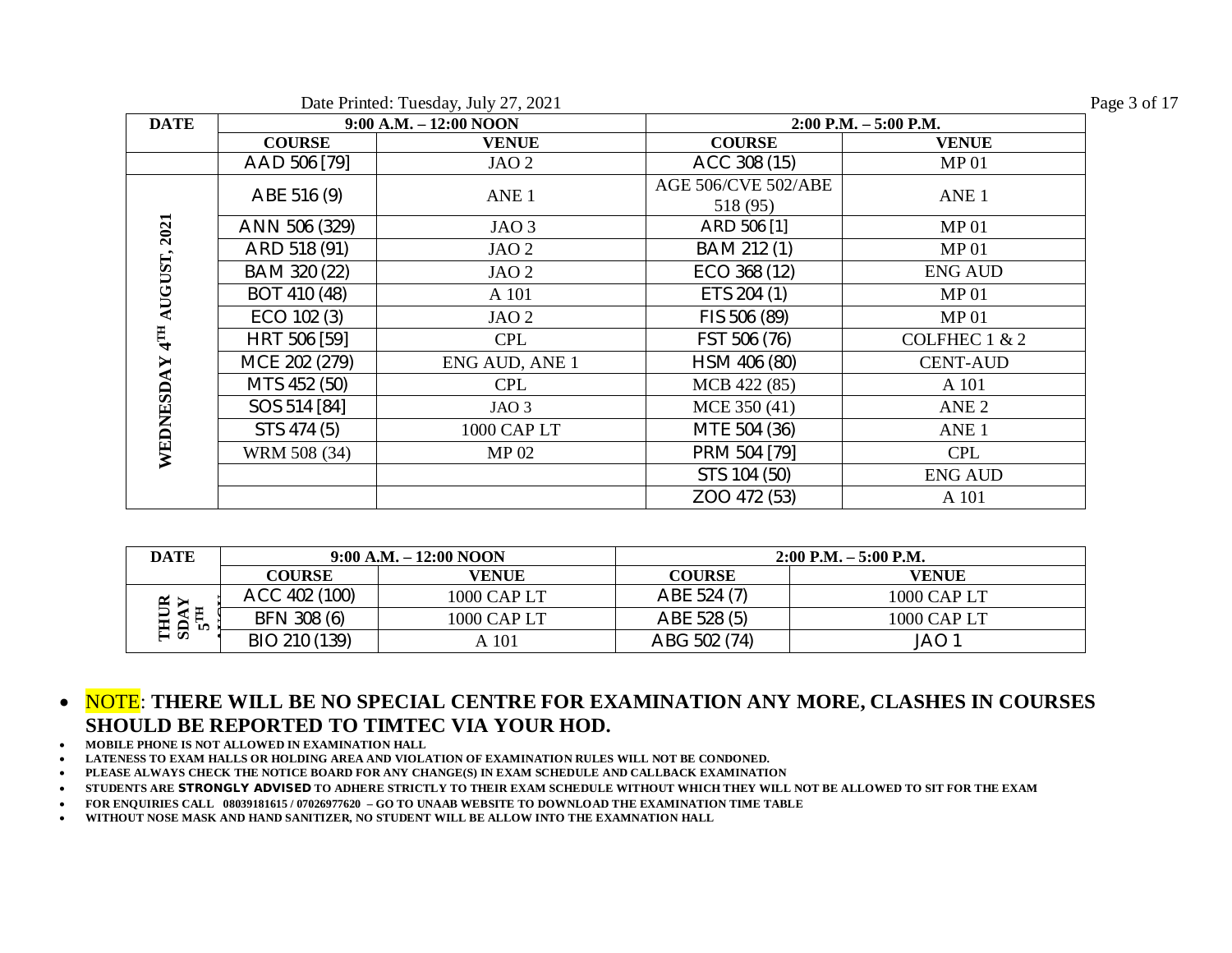Date Printed: Tuesday, July 27, 2021

| DATE | 9:00 A.M. – 12:00 NOON | | 2:00 P.M. – 5:00 P.M. | |
|---|---|---|---|---|
| | COURSE | VENUE | COURSE | VENUE |
| | AAD 506 [79] | JAO 2 | ACC 308 (15) | MP 01 |
| WEDNESDAY 4TH AUGUST, 2021 | ABE 516 (9) | ANE 1 | AGE 506/CVE 502/ABE 518 (95) | ANE 1 |
| | ANN 506 (329) | JAO 3 | ARD 506 [1] | MP 01 |
| | ARD 518 (91) | JAO 2 | BAM 212 (1) | MP 01 |
| | BAM 320 (22) | JAO 2 | ECO 368 (12) | ENG AUD |
| | BOT 410 (48) | A 101 | ETS 204 (1) | MP 01 |
| | ECO 102 (3) | JAO 2 | FIS 506 (89) | MP 01 |
| | HRT 506 [59] | CPL | FST 506 (76) | COLFHEC 1 & 2 |
| | MCE 202 (279) | ENG AUD, ANE 1 | HSM 406 (80) | CENT-AUD |
| | MTS 452 (50) | CPL | MCB 422 (85) | A 101 |
| | SOS 514 [84] | JAO 3 | MCE 350 (41) | ANE 2 |
| | STS 474 (5) | 1000 CAP LT | MTE 504 (36) | ANE 1 |
| | WRM 508 (34) | MP 02 | PRM 504 [79] | CPL |
| | | | STS 104 (50) | ENG AUD |
| | | | ZOO 472 (53) | A 101 |

| DATE | 9:00 A.M. – 12:00 NOON | | 2:00 P.M. – 5:00 P.M. | |
|---|---|---|---|---|
| | COURSE | VENUE | COURSE | VENUE |
| THURSDAY 5TH | ACC 402 (100) | 1000 CAP LT | ABE 524 (7) | 1000 CAP LT |
| | BFN 308 (6) | 1000 CAP LT | ABE 528 (5) | 1000 CAP LT |
| | BIO 210 (139) | A 101 | ABG 502 (74) | JAO 1 |

- NOTE: **THERE WILL BE NO SPECIAL CENTRE FOR EXAMINATION ANY MORE, CLASHES IN COURSES SHOULD BE REPORTED TO TIMTEC VIA YOUR HOD.**
- **MOBILE PHONE IS NOT ALLOWED IN EXAMINATION HALL**
- **LATENESS TO EXAM HALLS OR HOLDING AREA AND VIOLATION OF EXAMINATION RULES WILL NOT BE CONDONED.**
- **PLEASE ALWAYS CHECK THE NOTICE BOARD FOR ANY CHANGE(S) IN EXAM SCHEDULE AND CALLBACK EXAMINATION**
- **STUDENTS ARE STRONGLY ADVISED TO ADHERE STRICTLY TO THEIR EXAM SCHEDULE WITHOUT WHICH THEY WILL NOT BE ALLOWED TO SIT FOR THE EXAM**
- **FOR ENQUIRIES CALL 08039181615 / 07026977620 – GO TO UNAAB WEBSITE TO DOWNLOAD THE EXAMINATION TIME TABLE**
- **WITHOUT NOSE MASK AND HAND SANITIZER, NO STUDENT WILL BE ALLOW INTO THE EXAMNATION HALL**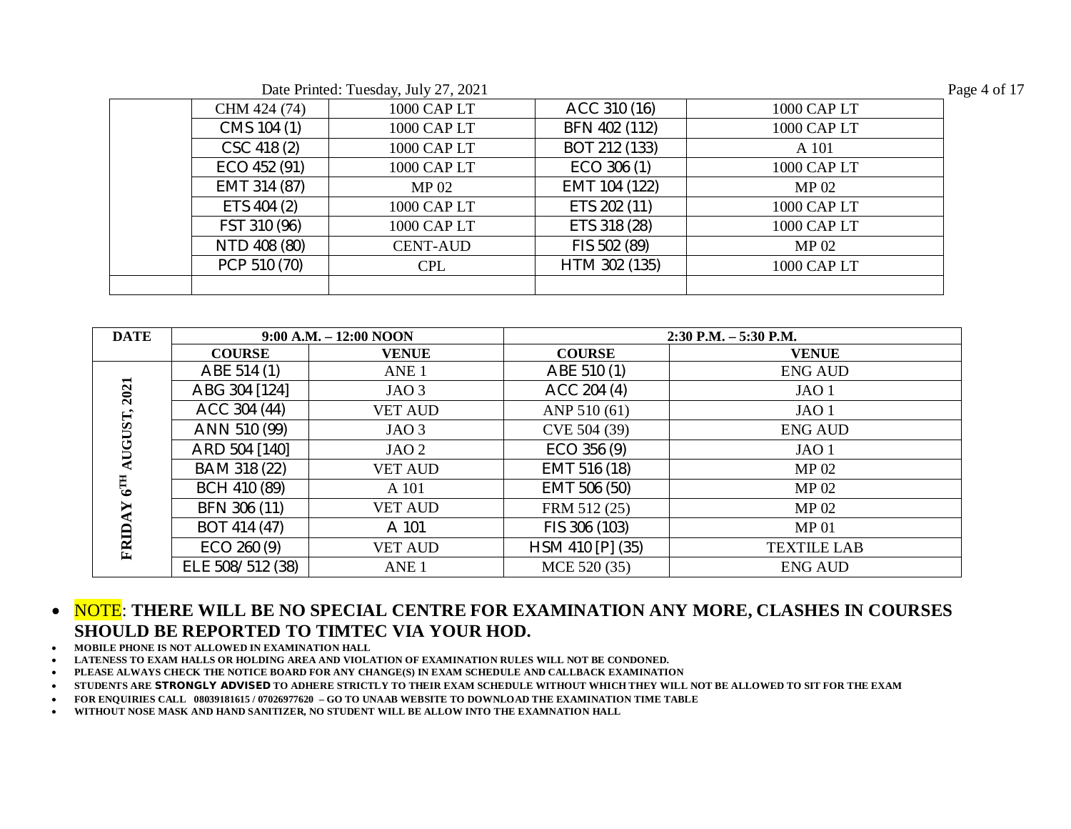| | | | | |
|---|---|---|---|---|
| | CHM 424 (74) | 1000 CAP LT | ACC 310 (16) | 1000 CAP LT |
| | CMS 104 (1) | 1000 CAP LT | BFN 402 (112) | 1000 CAP LT |
| | CSC 418 (2) | 1000 CAP LT | BOT 212 (133) | A 101 |
| | ECO 452 (91) | 1000 CAP LT | ECO 306 (1) | 1000 CAP LT |
| | EMT 314 (87) | MP 02 | EMT 104 (122) | MP 02 |
| | ETS 404 (2) | 1000 CAP LT | ETS 202 (11) | 1000 CAP LT |
| | FST 310 (96) | 1000 CAP LT | ETS 318 (28) | 1000 CAP LT |
| | NTD 408 (80) | CENT-AUD | FIS 502 (89) | MP 02 |
| | PCP 510 (70) | CPL | HTM 302 (135) | 1000 CAP LT |
| | | | | |

| DATE | 9:00 A.M. – 12:00 NOON | | 2:30 P.M. – 5:30 P.M. | |
|---|---|---|---|---|
| | **COURSE** | **VENUE** | **COURSE** | **VENUE** |
| FRIDAY 6TH AUGUST, 2021 | ABE 514 (1) | ANE 1 | ABE 510 (1) | ENG AUD |
| | ABG 304 [124] | JAO 3 | ACC 204 (4) | JAO 1 |
| | ACC 304 (44) | VET AUD | ANP 510 (61) | JAO 1 |
| | ANN 510 (99) | JAO 3 | CVE 504 (39) | ENG AUD |
| | ARD 504 [140] | JAO 2 | ECO 356 (9) | JAO 1 |
| | BAM 318 (22) | VET AUD | EMT 516 (18) | MP 02 |
| | BCH 410 (89) | A 101 | EMT 506 (50) | MP 02 |
| | BFN 306 (11) | VET AUD | FRM 512 (25) | MP 02 |
| | BOT 414 (47) | A 101 | FIS 306 (103) | MP 01 |
| | ECO 260 (9) | VET AUD | HSM 410 [P] (35) | TEXTILE LAB |
| | ELE 508/ 512 (38) | ANE 1 | MCE 520 (35) | ENG AUD |

- NOTE: **THERE WILL BE NO SPECIAL CENTRE FOR EXAMINATION ANY MORE, CLASHES IN COURSES SHOULD BE REPORTED TO TIMTEC VIA YOUR HOD.**
- **MOBILE PHONE IS NOT ALLOWED IN EXAMINATION HALL**
- **LATENESS TO EXAM HALLS OR HOLDING AREA AND VIOLATION OF EXAMINATION RULES WILL NOT BE CONDONED.**
- **PLEASE ALWAYS CHECK THE NOTICE BOARD FOR ANY CHANGE(S) IN EXAM SCHEDULE AND CALLBACK EXAMINATION**
- **STUDENTS ARE STRONGLY ADVISED TO ADHERE STRICTLY TO THEIR EXAM SCHEDULE WITHOUT WHICH THEY WILL NOT BE ALLOWED TO SIT FOR THE EXAM**
- **FOR ENQUIRIES CALL 08039181615 / 07026977620 – GO TO UNAAB WEBSITE TO DOWNLOAD THE EXAMINATION TIME TABLE**
- **WITHOUT NOSE MASK AND HAND SANITIZER, NO STUDENT WILL BE ALLOW INTO THE EXAMNATION HALL**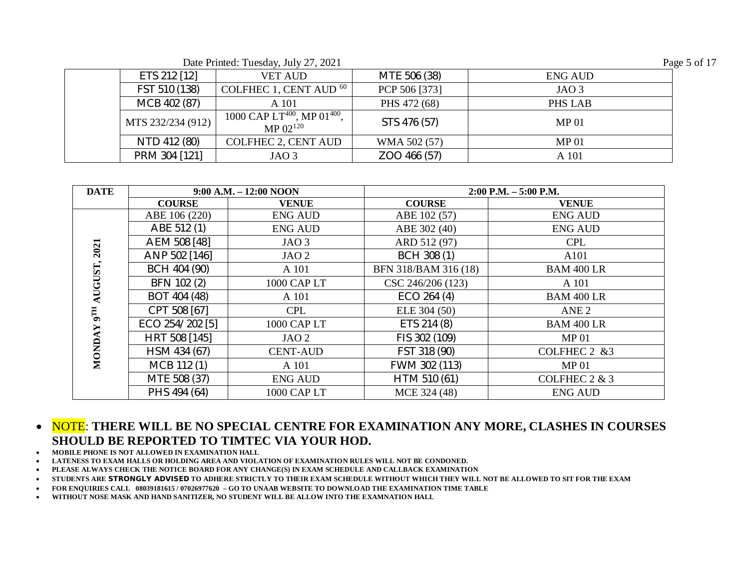Date Printed: Tuesday, July 27, 2021

| | | | | |
|---|---|---|---|---|
| | ETS 212 [12] | VET AUD | MTE 506 (38) | ENG AUD |
| | FST 510 (138) | COLFHEC 1, CENT AUD [60] | PCP 506 [373] | JAO 3 |
| | MCB 402 (87) | A 101 | PHS 472 (68) | PHS LAB |
| | MTS 232/234 (912) | 1000 CAP LT[400], MP 01[400], MP 02[120] | STS 476 (57) | MP 01 |
| | NTD 412 (80) | COLFHEC 2, CENT AUD | WMA 502 (57) | MP 01 |
| | PRM 304 [121] | JAO 3 | ZOO 466 (57) | A 101 |

| DATE | 9:00 A.M. – 12:00 NOON | | 2:00 P.M. – 5:00 P.M. | |
|---|---|---|---|---|
| | **COURSE** | **VENUE** | **COURSE** | **VENUE** |
| MONDAY 9TH AUGUST, 2021 | ABE 106 (220) | ENG AUD | ABE 102 (57) | ENG AUD |
| | ABE 512 (1) | ENG AUD | ABE 302 (40) | ENG AUD |
| | AEM 508 [48] | JAO 3 | ARD 512 (97) | CPL |
| | ANP 502 [146] | JAO 2 | BCH 308 (1) | A101 |
| | BCH 404 (90) | A 101 | BFN 318/BAM 316 (18) | BAM 400 LR |
| | BFN 102 (2) | 1000 CAP LT | CSC 246/206 (123) | A 101 |
| | BOT 404 (48) | A 101 | ECO 264 (4) | BAM 400 LR |
| | CPT 508 [67] | CPL | ELE 304 (50) | ANE 2 |
| | ECO 254/ 202 [5] | 1000 CAP LT | ETS 214 (8) | BAM 400 LR |
| | HRT 508 [145] | JAO 2 | FIS 302 (109) | MP 01 |
| | HSM 434 (67) | CENT-AUD | FST 318 (90) | COLFHEC 2 &3 |
| | MCB 112 (1) | A 101 | FWM 302 (113) | MP 01 |
| | MTE 508 (37) | ENG AUD | HTM 510 (61) | COLFHEC 2 & 3 |
| | PHS 494 (64) | 1000 CAP LT | MCE 324 (48) | ENG AUD |

- NOTE: **THERE WILL BE NO SPECIAL CENTRE FOR EXAMINATION ANY MORE, CLASHES IN COURSES SHOULD BE REPORTED TO TIMTEC VIA YOUR HOD.**
- **MOBILE PHONE IS NOT ALLOWED IN EXAMINATION HALL**
- **LATENESS TO EXAM HALLS OR HOLDING AREA AND VIOLATION OF EXAMINATION RULES WILL NOT BE CONDONED.**
- **PLEASE ALWAYS CHECK THE NOTICE BOARD FOR ANY CHANGE(S) IN EXAM SCHEDULE AND CALLBACK EXAMINATION**
- **STUDENTS ARE STRONGLY ADVISED TO ADHERE STRICTLY TO THEIR EXAM SCHEDULE WITHOUT WHICH THEY WILL NOT BE ALLOWED TO SIT FOR THE EXAM**
- **FOR ENQUIRIES CALL 08039181615 / 07026977620 – GO TO UNAAB WEBSITE TO DOWNLOAD THE EXAMINATION TIME TABLE**
- **WITHOUT NOSE MASK AND HAND SANITIZER, NO STUDENT WILL BE ALLOW INTO THE EXAMNATION HALL**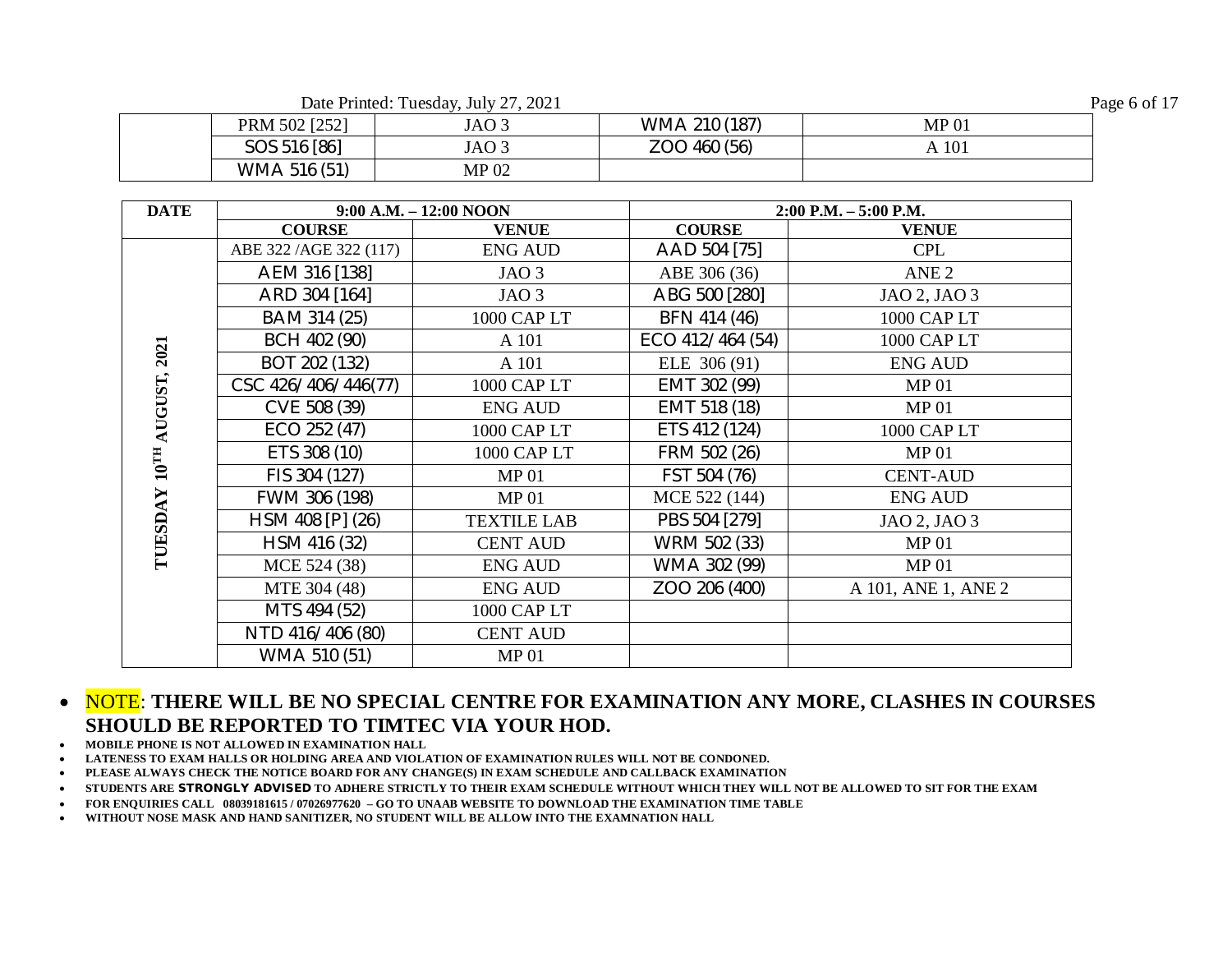| | | | | |
|---|---|---|---|---|
| | PRM 502 [252] | JAO 3 | WMA 210 (187) | MP 01 |
| | SOS 516 [86] | JAO 3 | ZOO 460 (56) | A 101 |
| | WMA 516 (51) | MP 02 | | |

| DATE | 9:00 A.M. – 12:00 NOON | | 2:00 P.M. – 5:00 P.M. | |
|---|---|---|---|---|
| | COURSE | VENUE | COURSE | VENUE |
| TUESDAY 10TH AUGUST, 2021 | ABE 322 /AGE 322 (117) | ENG AUD | AAD 504 [75] | CPL |
| | AEM 316 [138] | JAO 3 | ABE 306 (36) | ANE 2 |
| | ARD 304 [164] | JAO 3 | ABG 500 [280] | JAO 2, JAO 3 |
| | BAM 314 (25) | 1000 CAP LT | BFN 414 (46) | 1000 CAP LT |
| | BCH 402 (90) | A 101 | ECO 412/ 464 (54) | 1000 CAP LT |
| | BOT 202 (132) | A 101 | ELE 306 (91) | ENG AUD |
| | CSC 426/ 406/ 446(77) | 1000 CAP LT | EMT 302 (99) | MP 01 |
| | CVE 508 (39) | ENG AUD | EMT 518 (18) | MP 01 |
| | ECO 252 (47) | 1000 CAP LT | ETS 412 (124) | 1000 CAP LT |
| | ETS 308 (10) | 1000 CAP LT | FRM 502 (26) | MP 01 |
| | FIS 304 (127) | MP 01 | FST 504 (76) | CENT-AUD |
| | FWM 306 (198) | MP 01 | MCE 522 (144) | ENG AUD |
| | HSM 408 [P] (26) | TEXTILE LAB | PBS 504 [279] | JAO 2, JAO 3 |
| | HSM 416 (32) | CENT AUD | WRM 502 (33) | MP 01 |
| | MCE 524 (38) | ENG AUD | WMA 302 (99) | MP 01 |
| | MTE 304 (48) | ENG AUD | ZOO 206 (400) | A 101, ANE 1, ANE 2 |
| | MTS 494 (52) | 1000 CAP LT | | |
| | NTD 416/ 406 (80) | CENT AUD | | |
| | WMA 510 (51) | MP 01 | | |

- NOTE: **THERE WILL BE NO SPECIAL CENTRE FOR EXAMINATION ANY MORE, CLASHES IN COURSES SHOULD BE REPORTED TO TIMTEC VIA YOUR HOD.**
- **MOBILE PHONE IS NOT ALLOWED IN EXAMINATION HALL**
- **LATENESS TO EXAM HALLS OR HOLDING AREA AND VIOLATION OF EXAMINATION RULES WILL NOT BE CONDONED.**
- **PLEASE ALWAYS CHECK THE NOTICE BOARD FOR ANY CHANGE(S) IN EXAM SCHEDULE AND CALLBACK EXAMINATION**
- **STUDENTS ARE *STRONGLY ADVISED* TO ADHERE STRICTLY TO THEIR EXAM SCHEDULE WITHOUT WHICH THEY WILL NOT BE ALLOWED TO SIT FOR THE EXAM**
- **FOR ENQUIRIES CALL 08039181615 / 07026977620 – GO TO UNAAB WEBSITE TO DOWNLOAD THE EXAMINATION TIME TABLE**
- **WITHOUT NOSE MASK AND HAND SANITIZER, NO STUDENT WILL BE ALLOW INTO THE EXAMNATION HALL**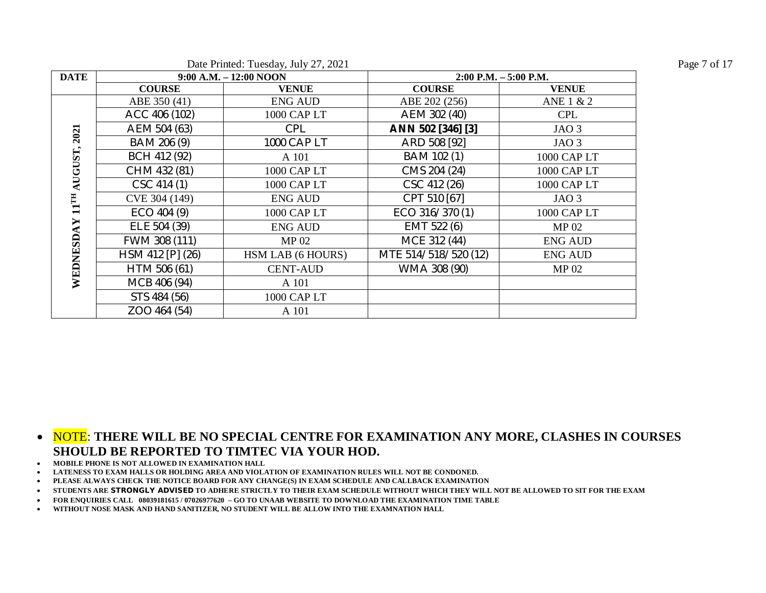Date Printed: Tuesday, July 27, 2021

| DATE | 9:00 A.M. – 12:00 NOON | | 2:00 P.M. – 5:00 P.M. | |
|---|---|---|---|---|
| | **COURSE** | **VENUE** | **COURSE** | **VENUE** |
| **WEDNESDAY 11[TH] AUGUST, 2021** | ABE 350 (41) | ENG AUD | ABE 202 (256) | ANE 1 & 2 |
| | ACC 406 (102) | 1000 CAP LT | AEM 302 (40) | CPL |
| | AEM 504 (63) | CPL | **ANN 502 [346] [3]** | JAO 3 |
| | BAM 206 (9) | 1000 CAP LT | ARD 508 [92] | JAO 3 |
| | BCH 412 (92) | A 101 | BAM 102 (1) | 1000 CAP LT |
| | CHM 432 (81) | 1000 CAP LT | CMS 204 (24) | 1000 CAP LT |
| | CSC 414 (1) | 1000 CAP LT | CSC 412 (26) | 1000 CAP LT |
| | CVE 304 (149) | ENG AUD | CPT 510 [67] | JAO 3 |
| | ECO 404 (9) | 1000 CAP LT | ECO 316/ 370 (1) | 1000 CAP LT |
| | ELE 504 (39) | ENG AUD | EMT 522 (6) | MP 02 |
| | FWM 308 (111) | MP 02 | MCE 312 (44) | ENG AUD |
| | HSM 412 [P] (26) | HSM LAB (6 HOURS) | MTE 514/ 518/ 520 (12) | ENG AUD |
| | HTM 506 (61) | CENT-AUD | WMA 308 (90) | MP 02 |
| | MCB 406 (94) | A 101 | | |
| | STS 484 (56) | 1000 CAP LT | | |
| | ZOO 464 (54) | A 101 | | |

- NOTE: **THERE WILL BE NO SPECIAL CENTRE FOR EXAMINATION ANY MORE, CLASHES IN COURSES SHOULD BE REPORTED TO TIMTEC VIA YOUR HOD.**
- **MOBILE PHONE IS NOT ALLOWED IN EXAMINATION HALL**
- **LATENESS TO EXAM HALLS OR HOLDING AREA AND VIOLATION OF EXAMINATION RULES WILL NOT BE CONDONED.**
- **PLEASE ALWAYS CHECK THE NOTICE BOARD FOR ANY CHANGE(S) IN EXAM SCHEDULE AND CALLBACK EXAMINATION**
- **STUDENTS ARE STRONGLY ADVISED TO ADHERE STRICTLY TO THEIR EXAM SCHEDULE WITHOUT WHICH THEY WILL NOT BE ALLOWED TO SIT FOR THE EXAM**
- **FOR ENQUIRIES CALL 08039181615 / 07026977620 – GO TO UNAAB WEBSITE TO DOWNLOAD THE EXAMINATION TIME TABLE**
- **WITHOUT NOSE MASK AND HAND SANITIZER, NO STUDENT WILL BE ALLOW INTO THE EXAMNATION HALL**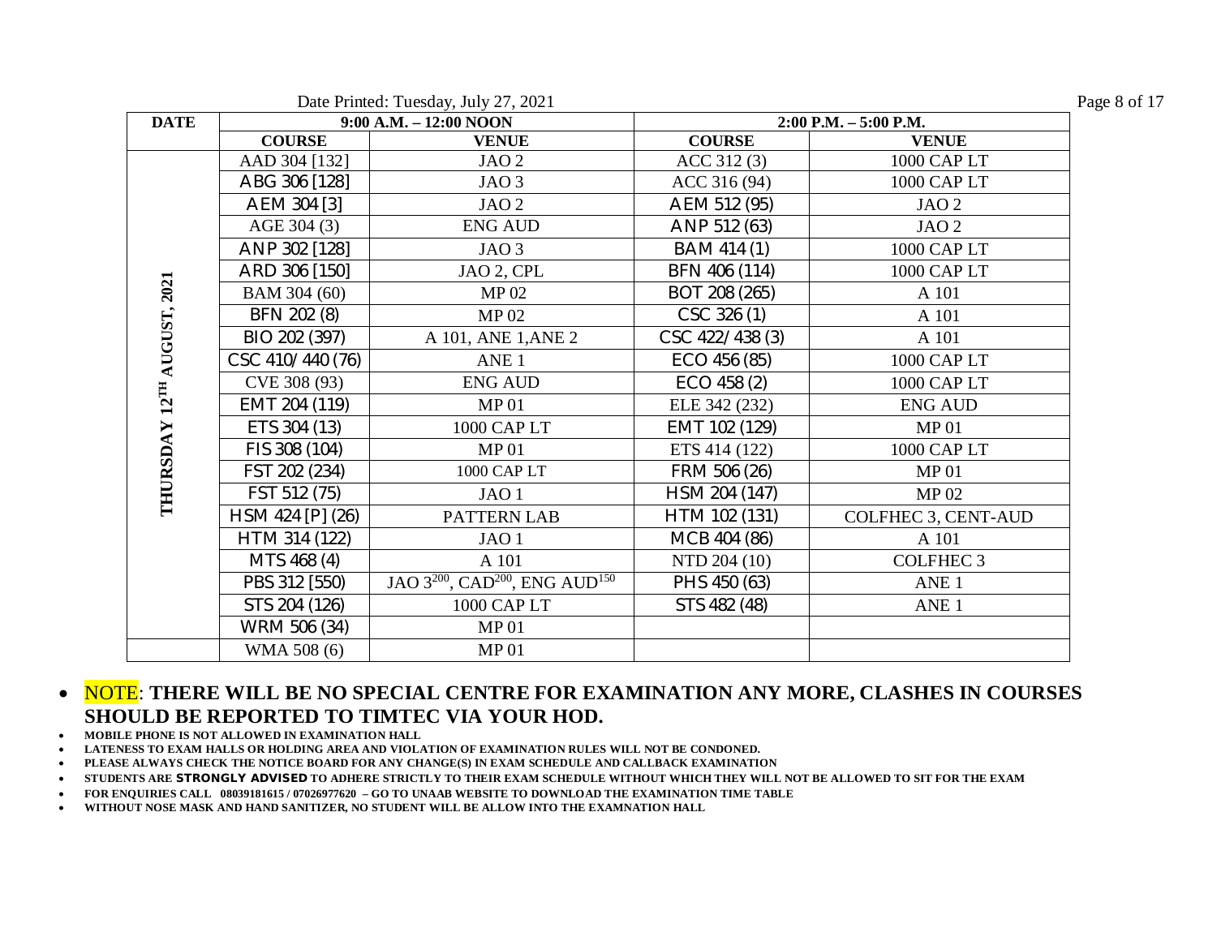Date Printed: Tuesday, July 27, 2021

| DATE | 9:00 A.M. – 12:00 NOON | | 2:00 P.M. – 5:00 P.M. | |
|---|---|---|---|---|
| | COURSE | VENUE | COURSE | VENUE |
| THURSDAY 12TH AUGUST, 2021 | AAD 304 [132] | JAO 2 | ACC 312 (3) | 1000 CAP LT |
| | ABG 306 [128] | JAO 3 | ACC 316 (94) | 1000 CAP LT |
| | AEM 304 [3] | JAO 2 | AEM 512 (95) | JAO 2 |
| | AGE 304 (3) | ENG AUD | ANP 512 (63) | JAO 2 |
| | ANP 302 [128] | JAO 3 | BAM 414 (1) | 1000 CAP LT |
| | ARD 306 [150] | JAO 2, CPL | BFN 406 (114) | 1000 CAP LT |
| | BAM 304 (60) | MP 02 | BOT 208 (265) | A 101 |
| | BFN 202 (8) | MP 02 | CSC 326 (1) | A 101 |
| | BIO 202 (397) | A 101, ANE 1,ANE 2 | CSC 422/438 (3) | A 101 |
| | CSC 410/440 (76) | ANE 1 | ECO 456 (85) | 1000 CAP LT |
| | CVE 308 (93) | ENG AUD | ECO 458 (2) | 1000 CAP LT |
| | EMT 204 (119) | MP 01 | ELE 342 (232) | ENG AUD |
| | ETS 304 (13) | 1000 CAP LT | EMT 102 (129) | MP 01 |
| | FIS 308 (104) | MP 01 | ETS 414 (122) | 1000 CAP LT |
| | FST 202 (234) | 1000 CAP LT | FRM 506 (26) | MP 01 |
| | FST 512 (75) | JAO 1 | HSM 204 (147) | MP 02 |
| | HSM 424 [P] (26) | PATTERN LAB | HTM 102 (131) | COLFHEC 3, CENT-AUD |
| | HTM 314 (122) | JAO 1 | MCB 404 (86) | A 101 |
| | MTS 468 (4) | A 101 | NTD 204 (10) | COLFHEC 3 |
| | PBS 312 [550] | JAO 3[200], CAD[200], ENG AUD[150] | PHS 450 (63) | ANE 1 |
| | STS 204 (126) | 1000 CAP LT | STS 482 (48) | ANE 1 |
| | WRM 506 (34) | MP 01 | | |
| | WMA 508 (6) | MP 01 | | |

- NOTE: **THERE WILL BE NO SPECIAL CENTRE FOR EXAMINATION ANY MORE, CLASHES IN COURSES SHOULD BE REPORTED TO TIMTEC VIA YOUR HOD.**
- **MOBILE PHONE IS NOT ALLOWED IN EXAMINATION HALL**
- **LATENESS TO EXAM HALLS OR HOLDING AREA AND VIOLATION OF EXAMINATION RULES WILL NOT BE CONDONED.**
- **PLEASE ALWAYS CHECK THE NOTICE BOARD FOR ANY CHANGE(S) IN EXAM SCHEDULE AND CALLBACK EXAMINATION**
- **STUDENTS ARE STRONGLY ADVISED TO ADHERE STRICTLY TO THEIR EXAM SCHEDULE WITHOUT WHICH THEY WILL NOT BE ALLOWED TO SIT FOR THE EXAM**
- **FOR ENQUIRIES CALL 08039181615 / 07026977620 – GO TO UNAAB WEBSITE TO DOWNLOAD THE EXAMINATION TIME TABLE**
- **WITHOUT NOSE MASK AND HAND SANITIZER, NO STUDENT WILL BE ALLOW INTO THE EXAMNATION HALL**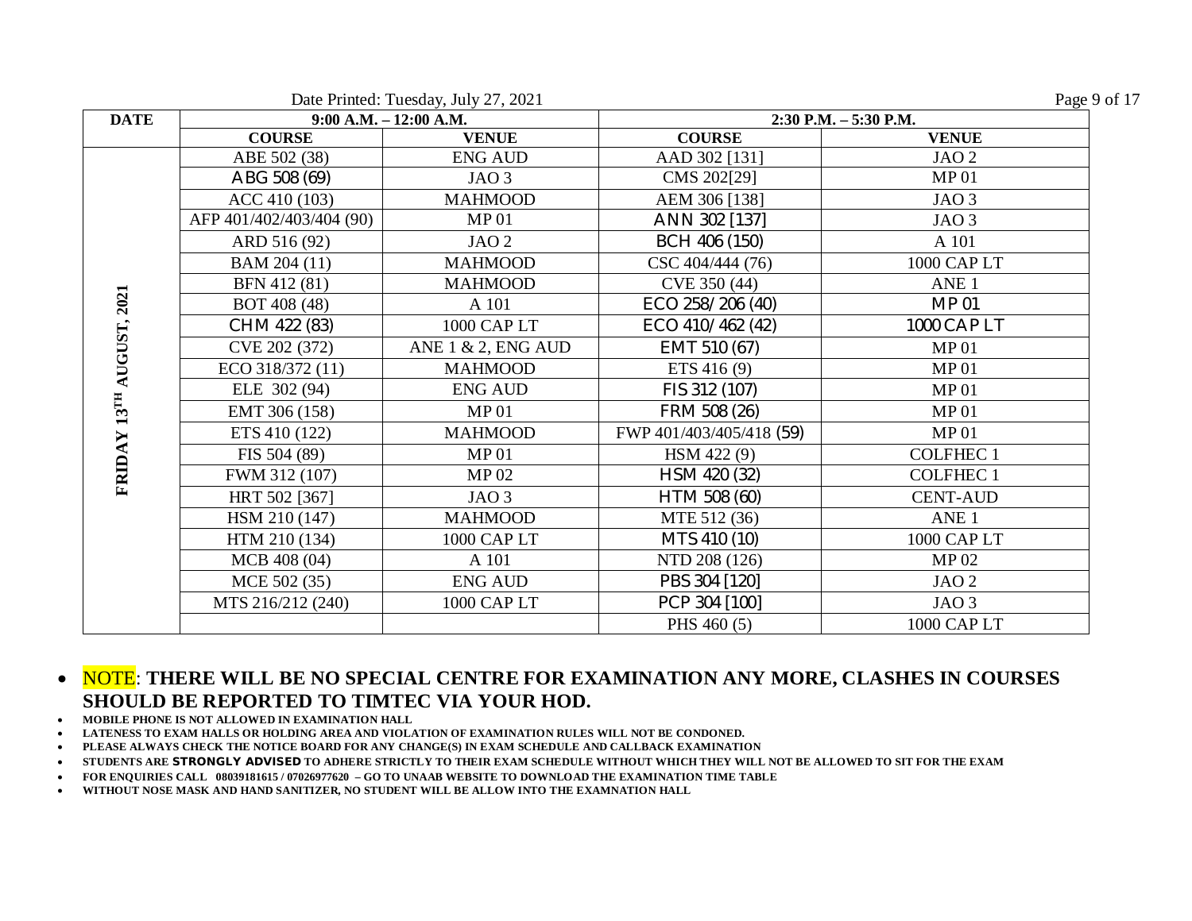Date Printed: Tuesday, July 27, 2021

| DATE | 9:00 A.M. – 12:00 A.M. | | 2:30 P.M. – 5:30 P.M. | |
|---|---|---|---|---|
| | COURSE | VENUE | COURSE | VENUE |
| FRIDAY 13TH AUGUST, 2021 | ABE 502 (38) | ENG AUD | AAD 302 [131] | JAO 2 |
| | ABG 508 (69) | JAO 3 | CMS 202[29] | MP 01 |
| | ACC 410 (103) | MAHMOOD | AEM 306 [138] | JAO 3 |
| | AFP 401/402/403/404 (90) | MP 01 | ANN 302 [137] | JAO 3 |
| | ARD 516 (92) | JAO 2 | BCH 406 (150) | A 101 |
| | BAM 204 (11) | MAHMOOD | CSC 404/444 (76) | 1000 CAP LT |
| | BFN 412 (81) | MAHMOOD | CVE 350 (44) | ANE 1 |
| | BOT 408 (48) | A 101 | ECO 258/ 206 (40) | MP 01 |
| | CHM 422 (83) | 1000 CAP LT | ECO 410/ 462 (42) | 1000 CAP LT |
| | CVE 202 (372) | ANE 1 & 2, ENG AUD | EMT 510 (67) | MP 01 |
| | ECO 318/372 (11) | MAHMOOD | ETS 416 (9) | MP 01 |
| | ELE 302 (94) | ENG AUD | FIS 312 (107) | MP 01 |
| | EMT 306 (158) | MP 01 | FRM 508 (26) | MP 01 |
| | ETS 410 (122) | MAHMOOD | FWP 401/403/405/418 (59) | MP 01 |
| | FIS 504 (89) | MP 01 | HSM 422 (9) | COLFHEC 1 |
| | FWM 312 (107) | MP 02 | HSM 420 (32) | COLFHEC 1 |
| | HRT 502 [367] | JAO 3 | HTM 508 (60) | CENT-AUD |
| | HSM 210 (147) | MAHMOOD | MTE 512 (36) | ANE 1 |
| | HTM 210 (134) | 1000 CAP LT | MTS 410 (10) | 1000 CAP LT |
| | MCB 408 (04) | A 101 | NTD 208 (126) | MP 02 |
| | MCE 502 (35) | ENG AUD | PBS 304 [120] | JAO 2 |
| | MTS 216/212 (240) | 1000 CAP LT | PCP 304 [100] | JAO 3 |
| | | | PHS 460 (5) | 1000 CAP LT |

- NOTE: **THERE WILL BE NO SPECIAL CENTRE FOR EXAMINATION ANY MORE, CLASHES IN COURSES SHOULD BE REPORTED TO TIMTEC VIA YOUR HOD.**
- **MOBILE PHONE IS NOT ALLOWED IN EXAMINATION HALL**
- **LATENESS TO EXAM HALLS OR HOLDING AREA AND VIOLATION OF EXAMINATION RULES WILL NOT BE CONDONED.**
- **PLEASE ALWAYS CHECK THE NOTICE BOARD FOR ANY CHANGE(S) IN EXAM SCHEDULE AND CALLBACK EXAMINATION**
- **STUDENTS ARE STRONGLY ADVISED TO ADHERE STRICTLY TO THEIR EXAM SCHEDULE WITHOUT WHICH THEY WILL NOT BE ALLOWED TO SIT FOR THE EXAM**
- **FOR ENQUIRIES CALL 08039181615 / 07026977620 – GO TO UNAAB WEBSITE TO DOWNLOAD THE EXAMINATION TIME TABLE**
- **WITHOUT NOSE MASK AND HAND SANITIZER, NO STUDENT WILL BE ALLOW INTO THE EXAMNATION HALL**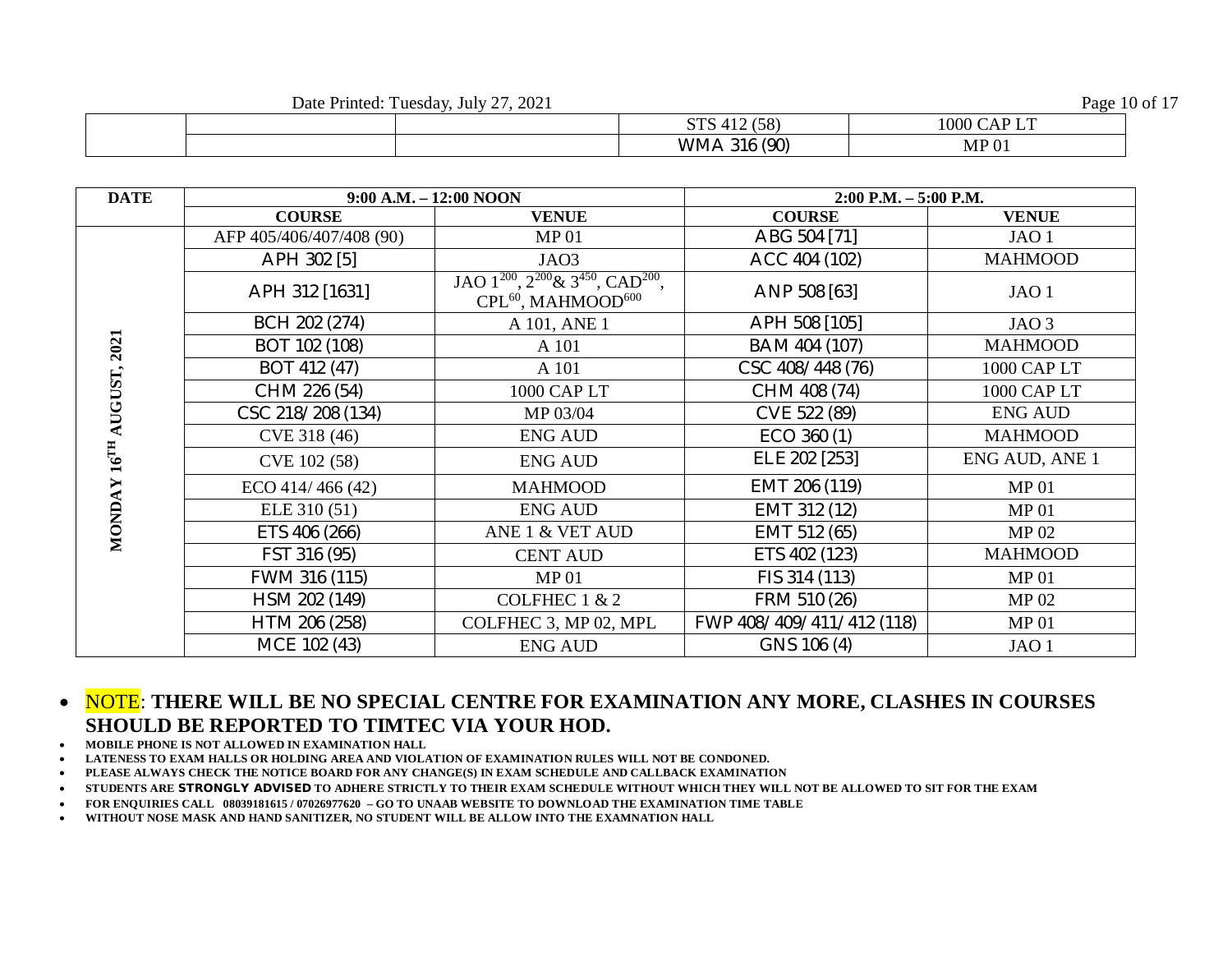| | | | | |
|---|---|---|---|---|
| | | | STS 412 (58) | 1000 CAP LT |
| | | | WMA 316 (90) | MP 01 |

| DATE | 9:00 A.M. – 12:00 NOON | | 2:00 P.M. – 5:00 P.M. | |
|---|---|---|---|---|
| | COURSE | VENUE | COURSE | VENUE |
| MONDAY 16TH AUGUST, 2021 | AFP 405/406/407/408 (90) | MP 01 | ABG 504 [71] | JAO 1 |
| | APH 302 [5] | JAO3 | ACC 404 (102) | MAHMOOD |
| | APH 312 [1631] | JAO $1^{200}$, $2^{200}$& $3^{450}$, $CAD^{200}$, $CPL^{60}$, $MAHMOOD^{600}$ | ANP 508 [63] | JAO 1 |
| | BCH 202 (274) | A 101, ANE 1 | APH 508 [105] | JAO 3 |
| | BOT 102 (108) | A 101 | BAM 404 (107) | MAHMOOD |
| | BOT 412 (47) | A 101 | CSC 408/ 448 (76) | 1000 CAP LT |
| | CHM 226 (54) | 1000 CAP LT | CHM 408 (74) | 1000 CAP LT |
| | CSC 218/ 208 (134) | MP 03/04 | CVE 522 (89) | ENG AUD |
| | CVE 318 (46) | ENG AUD | ECO 360 (1) | MAHMOOD |
| | CVE 102 (58) | ENG AUD | ELE 202 [253] | ENG AUD, ANE 1 |
| | ECO 414/ 466 (42) | MAHMOOD | EMT 206 (119) | MP 01 |
| | ELE 310 (51) | ENG AUD | EMT 312 (12) | MP 01 |
| | ETS 406 (266) | ANE 1 & VET AUD | EMT 512 (65) | MP 02 |
| | FST 316 (95) | CENT AUD | ETS 402 (123) | MAHMOOD |
| | FWM 316 (115) | MP 01 | FIS 314 (113) | MP 01 |
| | HSM 202 (149) | COLFHEC 1 & 2 | FRM 510 (26) | MP 02 |
| | HTM 206 (258) | COLFHEC 3, MP 02, MPL | FWP 408/ 409/ 411/ 412 (118) | MP 01 |
| | MCE 102 (43) | ENG AUD | GNS 106 (4) | JAO 1 |

- NOTE: **THERE WILL BE NO SPECIAL CENTRE FOR EXAMINATION ANY MORE, CLASHES IN COURSES SHOULD BE REPORTED TO TIMTEC VIA YOUR HOD.**
- **MOBILE PHONE IS NOT ALLOWED IN EXAMINATION HALL**
- **LATENESS TO EXAM HALLS OR HOLDING AREA AND VIOLATION OF EXAMINATION RULES WILL NOT BE CONDONED.**
- **PLEASE ALWAYS CHECK THE NOTICE BOARD FOR ANY CHANGE(S) IN EXAM SCHEDULE AND CALLBACK EXAMINATION**
- **STUDENTS ARE STRONGLY ADVISED TO ADHERE STRICTLY TO THEIR EXAM SCHEDULE WITHOUT WHICH THEY WILL NOT BE ALLOWED TO SIT FOR THE EXAM**
- **FOR ENQUIRIES CALL 08039181615 / 07026977620 – GO TO UNAAB WEBSITE TO DOWNLOAD THE EXAMINATION TIME TABLE**
- **WITHOUT NOSE MASK AND HAND SANITIZER, NO STUDENT WILL BE ALLOW INTO THE EXAMNATION HALL**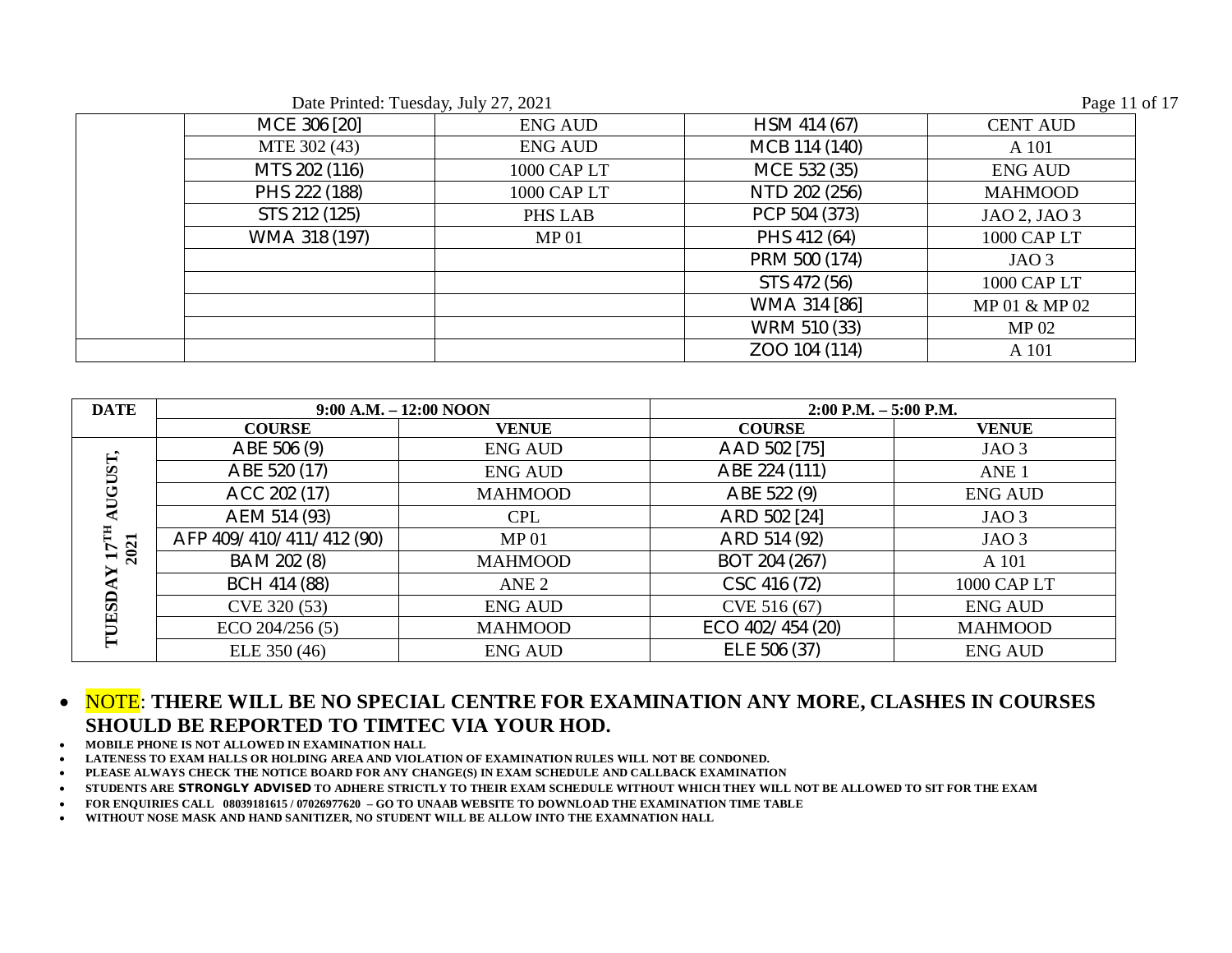| | | | | |
|---|---|---|---|---|
| | MCE 306 [20] | ENG AUD | HSM 414 (67) | CENT AUD |
| | MTE 302 (43) | ENG AUD | MCB 114 (140) | A 101 |
| | MTS 202 (116) | 1000 CAP LT | MCE 532 (35) | ENG AUD |
| | PHS 222 (188) | 1000 CAP LT | NTD 202 (256) | MAHMOOD |
| | STS 212 (125) | PHS LAB | PCP 504 (373) | JAO 2, JAO 3 |
| | WMA 318 (197) | MP 01 | PHS 412 (64) | 1000 CAP LT |
| | | | PRM 500 (174) | JAO 3 |
| | | | STS 472 (56) | 1000 CAP LT |
| | | | WMA 314 [86] | MP 01 & MP 02 |
| | | | WRM 510 (33) | MP 02 |
| | | | ZOO 104 (114) | A 101 |

| DATE | 9:00 A.M. – 12:00 NOON | | 2:00 P.M. – 5:00 P.M. | |
|---|---|---|---|---|
| | COURSE | VENUE | COURSE | VENUE |
| TUESDAY 17TH AUGUST, 2021 | ABE 506 (9) | ENG AUD | AAD 502 [75] | JAO 3 |
| | ABE 520 (17) | ENG AUD | ABE 224 (111) | ANE 1 |
| | ACC 202 (17) | MAHMOOD | ABE 522 (9) | ENG AUD |
| | AEM 514 (93) | CPL | ARD 502 [24] | JAO 3 |
| | AFP 409/ 410/ 411/ 412 (90) | MP 01 | ARD 514 (92) | JAO 3 |
| | BAM 202 (8) | MAHMOOD | BOT 204 (267) | A 101 |
| | BCH 414 (88) | ANE 2 | CSC 416 (72) | 1000 CAP LT |
| | CVE 320 (53) | ENG AUD | CVE 516 (67) | ENG AUD |
| | ECO 204/256 (5) | MAHMOOD | ECO 402/ 454 (20) | MAHMOOD |
| | ELE 350 (46) | ENG AUD | ELE 506 (37) | ENG AUD |

- NOTE: **THERE WILL BE NO SPECIAL CENTRE FOR EXAMINATION ANY MORE, CLASHES IN COURSES SHOULD BE REPORTED TO TIMTEC VIA YOUR HOD.**
- **MOBILE PHONE IS NOT ALLOWED IN EXAMINATION HALL**
- **LATENESS TO EXAM HALLS OR HOLDING AREA AND VIOLATION OF EXAMINATION RULES WILL NOT BE CONDONED.**
- **PLEASE ALWAYS CHECK THE NOTICE BOARD FOR ANY CHANGE(S) IN EXAM SCHEDULE AND CALLBACK EXAMINATION**
- **STUDENTS ARE STRONGLY ADVISED TO ADHERE STRICTLY TO THEIR EXAM SCHEDULE WITHOUT WHICH THEY WILL NOT BE ALLOWED TO SIT FOR THE EXAM**
- **FOR ENQUIRIES CALL 08039181615 / 07026977620 – GO TO UNAAB WEBSITE TO DOWNLOAD THE EXAMINATION TIME TABLE**
- **WITHOUT NOSE MASK AND HAND SANITIZER, NO STUDENT WILL BE ALLOW INTO THE EXAMNATION HALL**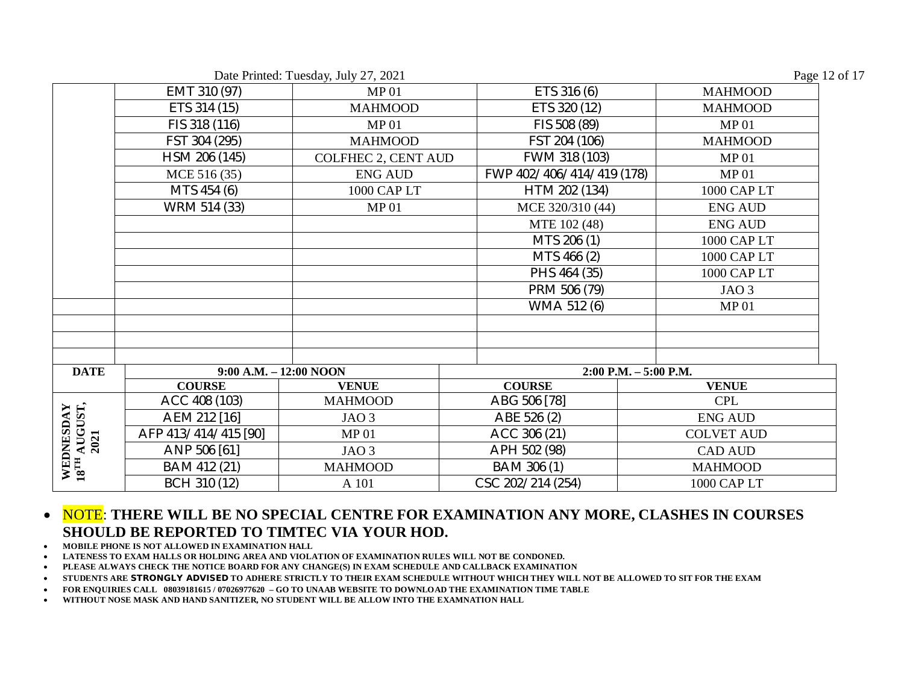| | | | | |
|---|---|---|---|---|
| | EMT 310 (97) | MP 01 | ETS 316 (6) | MAHMOOD |
| | ETS 314 (15) | MAHMOOD | ETS 320 (12) | MAHMOOD |
| | FIS 318 (116) | MP 01 | FIS 508 (89) | MP 01 |
| | FST 304 (295) | MAHMOOD | FST 204 (106) | MAHMOOD |
| | HSM 206 (145) | COLFHEC 2, CENT AUD | FWM 318 (103) | MP 01 |
| | MCE 516 (35) | ENG AUD | FWP 402/406/414/419 (178) | MP 01 |
| | MTS 454 (6) | 1000 CAP LT | HTM 202 (134) | 1000 CAP LT |
| | WRM 514 (33) | MP 01 | MCE 320/310 (44) | ENG AUD |
| | | | MTE 102 (48) | ENG AUD |
| | | | MTS 206 (1) | 1000 CAP LT |
| | | | MTS 466 (2) | 1000 CAP LT |
| | | | PHS 464 (35) | 1000 CAP LT |
| | | | PRM 506 (79) | JAO 3 |
| | | | WMA 512 (6) | MP 01 |
| | | | | |
| | | | | |
| | | | | |

| DATE | 9:00 A.M. – 12:00 NOON | | 2:00 P.M. – 5:00 P.M. | |
|---|---|---|---|---|
| | **COURSE** | **VENUE** | **COURSE** | **VENUE** |
| WEDNESDAY 18TH AUGUST, 2021 | ACC 408 (103) | MAHMOOD | ABG 506 [78] | CPL |
| | AEM 212 [16] | JAO 3 | ABE 526 (2) | ENG AUD |
| | AFP 413/414/415 [90] | MP 01 | ACC 306 (21) | COLVET AUD |
| | ANP 506 [61] | JAO 3 | APH 502 (98) | CAD AUD |
| | BAM 412 (21) | MAHMOOD | BAM 306 (1) | MAHMOOD |
| | BCH 310 (12) | A 101 | CSC 202/214 (254) | 1000 CAP LT |

- NOTE: **THERE WILL BE NO SPECIAL CENTRE FOR EXAMINATION ANY MORE, CLASHES IN COURSES SHOULD BE REPORTED TO TIMTEC VIA YOUR HOD.**
- **MOBILE PHONE IS NOT ALLOWED IN EXAMINATION HALL**
- **LATENESS TO EXAM HALLS OR HOLDING AREA AND VIOLATION OF EXAMINATION RULES WILL NOT BE CONDONED.**
- **PLEASE ALWAYS CHECK THE NOTICE BOARD FOR ANY CHANGE(S) IN EXAM SCHEDULE AND CALLBACK EXAMINATION**
- **STUDENTS ARE STRONGLY ADVISED TO ADHERE STRICTLY TO THEIR EXAM SCHEDULE WITHOUT WHICH THEY WILL NOT BE ALLOWED TO SIT FOR THE EXAM**
- **FOR ENQUIRIES CALL 08039181615 / 07026977620 – GO TO UNAAB WEBSITE TO DOWNLOAD THE EXAMINATION TIME TABLE**
- **WITHOUT NOSE MASK AND HAND SANITIZER, NO STUDENT WILL BE ALLOW INTO THE EXAMNATION HALL**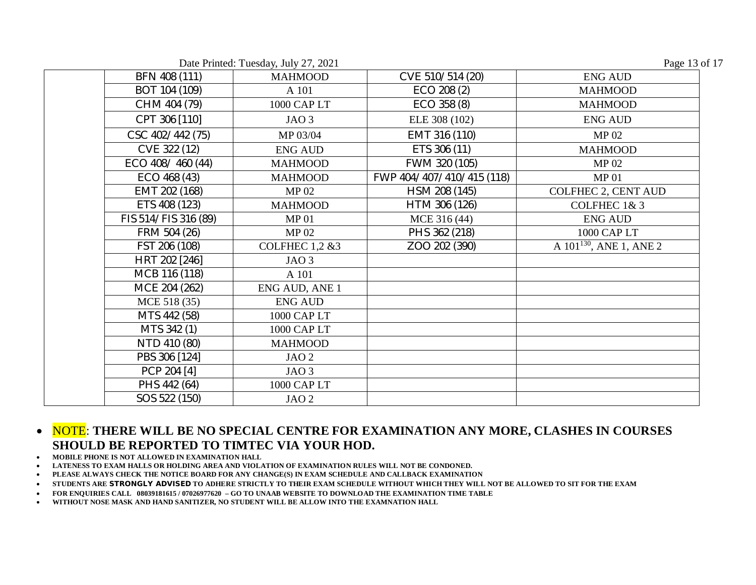| | | | | |
|---|---|---|---|---|
| | BFN 408 (111) | MAHMOOD | CVE 510/ 514 (20) | ENG AUD |
| | BOT 104 (109) | A 101 | ECO 208 (2) | MAHMOOD |
| | CHM 404 (79) | 1000 CAP LT | ECO 358 (8) | MAHMOOD |
| | CPT 306 [110] | JAO 3 | ELE 308 (102) | ENG AUD |
| | CSC 402/ 442 (75) | MP 03/04 | EMT 316 (110) | MP 02 |
| | CVE 322 (12) | ENG AUD | ETS 306 (11) | MAHMOOD |
| | ECO 408/ 460 (44) | MAHMOOD | FWM 320 (105) | MP 02 |
| | ECO 468 (43) | MAHMOOD | FWP 404/ 407/ 410/ 415 (118) | MP 01 |
| | EMT 202 (168) | MP 02 | HSM 208 (145) | COLFHEC 2, CENT AUD |
| | ETS 408 (123) | MAHMOOD | HTM 306 (126) | COLFHEC 1& 3 |
| | FIS 514/ FIS 316 (89) | MP 01 | MCE 316 (44) | ENG AUD |
| | FRM 504 (26) | MP 02 | PHS 362 (218) | 1000 CAP LT |
| | FST 206 (108) | COLFHEC 1,2 &3 | ZOO 202 (390) | A 101[130], ANE 1, ANE 2 |
| | HRT 202 [246] | JAO 3 | | |
| | MCB 116 (118) | A 101 | | |
| | MCE 204 (262) | ENG AUD, ANE 1 | | |
| | MCE 518 (35) | ENG AUD | | |
| | MTS 442 (58) | 1000 CAP LT | | |
| | MTS 342 (1) | 1000 CAP LT | | |
| | NTD 410 (80) | MAHMOOD | | |
| | PBS 306 [124] | JAO 2 | | |
| | PCP 204 [4] | JAO 3 | | |
| | PHS 442 (64) | 1000 CAP LT | | |
| | SOS 522 (150) | JAO 2 | | |

- NOTE: **THERE WILL BE NO SPECIAL CENTRE FOR EXAMINATION ANY MORE, CLASHES IN COURSES SHOULD BE REPORTED TO TIMTEC VIA YOUR HOD.**
- **MOBILE PHONE IS NOT ALLOWED IN EXAMINATION HALL**
- **LATENESS TO EXAM HALLS OR HOLDING AREA AND VIOLATION OF EXAMINATION RULES WILL NOT BE CONDONED.**
- **PLEASE ALWAYS CHECK THE NOTICE BOARD FOR ANY CHANGE(S) IN EXAM SCHEDULE AND CALLBACK EXAMINATION**
- **STUDENTS ARE STRONGLY ADVISED TO ADHERE STRICTLY TO THEIR EXAM SCHEDULE WITHOUT WHICH THEY WILL NOT BE ALLOWED TO SIT FOR THE EXAM**
- **FOR ENQUIRIES CALL 08039181615 / 07026977620 – GO TO UNAAB WEBSITE TO DOWNLOAD THE EXAMINATION TIME TABLE**
- **WITHOUT NOSE MASK AND HAND SANITIZER, NO STUDENT WILL BE ALLOW INTO THE EXAMNATION HALL**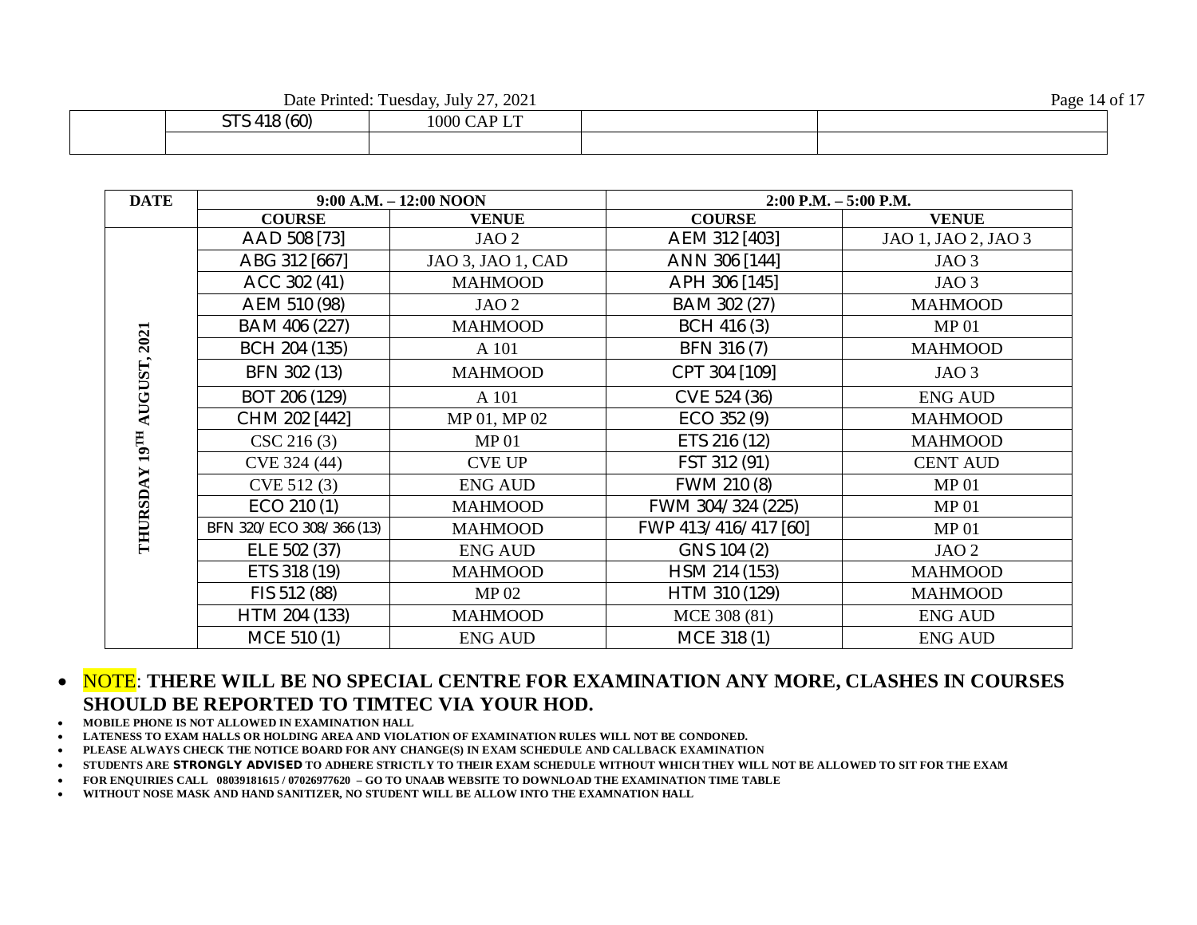| | | | | |
|---|---|---|---|---|
| | STS 418 (60) | 1000 CAP LT | | |
| | | | | |

| DATE | 9:00 A.M. – 12:00 NOON | | 2:00 P.M. – 5:00 P.M. | |
|---|---|---|---|---|
| | COURSE | VENUE | COURSE | VENUE |
| THURSDAY 19TH AUGUST, 2021 | AAD 508 [73] | JAO 2 | AEM 312 [403] | JAO 1, JAO 2, JAO 3 |
| | ABG 312 [667] | JAO 3, JAO 1, CAD | ANN 306 [144] | JAO 3 |
| | ACC 302 (41) | MAHMOOD | APH 306 [145] | JAO 3 |
| | AEM 510 (98) | JAO 2 | BAM 302 (27) | MAHMOOD |
| | BAM 406 (227) | MAHMOOD | BCH 416 (3) | MP 01 |
| | BCH 204 (135) | A 101 | BFN 316 (7) | MAHMOOD |
| | BFN 302 (13) | MAHMOOD | CPT 304 [109] | JAO 3 |
| | BOT 206 (129) | A 101 | CVE 524 (36) | ENG AUD |
| | CHM 202 [442] | MP 01, MP 02 | ECO 352 (9) | MAHMOOD |
| | CSC 216 (3) | MP 01 | ETS 216 (12) | MAHMOOD |
| | CVE 324 (44) | CVE UP | FST 312 (91) | CENT AUD |
| | CVE 512 (3) | ENG AUD | FWM 210 (8) | MP 01 |
| | ECO 210 (1) | MAHMOOD | FWM 304/ 324 (225) | MP 01 |
| | BFN 320/ ECO 308/ 366 (13) | MAHMOOD | FWP 413/ 416/ 417 [60] | MP 01 |
| | ELE 502 (37) | ENG AUD | GNS 104 (2) | JAO 2 |
| | ETS 318 (19) | MAHMOOD | HSM 214 (153) | MAHMOOD |
| | FIS 512 (88) | MP 02 | HTM 310 (129) | MAHMOOD |
| | HTM 204 (133) | MAHMOOD | MCE 308 (81) | ENG AUD |
| | MCE 510 (1) | ENG AUD | MCE 318 (1) | ENG AUD |

- NOTE: **THERE WILL BE NO SPECIAL CENTRE FOR EXAMINATION ANY MORE, CLASHES IN COURSES SHOULD BE REPORTED TO TIMTEC VIA YOUR HOD.**
- **MOBILE PHONE IS NOT ALLOWED IN EXAMINATION HALL**
- **LATENESS TO EXAM HALLS OR HOLDING AREA AND VIOLATION OF EXAMINATION RULES WILL NOT BE CONDONED.**
- **PLEASE ALWAYS CHECK THE NOTICE BOARD FOR ANY CHANGE(S) IN EXAM SCHEDULE AND CALLBACK EXAMINATION**
- **STUDENTS ARE STRONGLY ADVISED TO ADHERE STRICTLY TO THEIR EXAM SCHEDULE WITHOUT WHICH THEY WILL NOT BE ALLOWED TO SIT FOR THE EXAM**
- **FOR ENQUIRIES CALL 08039181615 / 07026977620 – GO TO UNAAB WEBSITE TO DOWNLOAD THE EXAMINATION TIME TABLE**
- **WITHOUT NOSE MASK AND HAND SANITIZER, NO STUDENT WILL BE ALLOW INTO THE EXAMNATION HALL**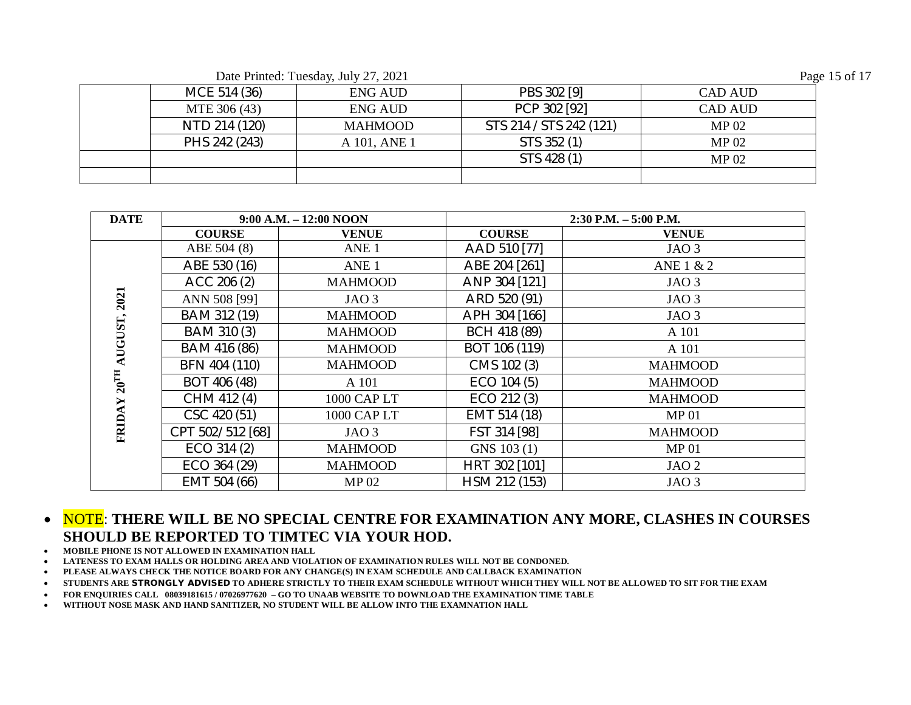| | | | | |
|---|---|---|---|---|
| | MCE 514 (36) | ENG AUD | PBS 302 [9] | CAD AUD |
| | MTE 306 (43) | ENG AUD | PCP 302 [92] | CAD AUD |
| | NTD 214 (120) | MAHMOOD | STS 214 / STS 242 (121) | MP 02 |
| | PHS 242 (243) | A 101, ANE 1 | STS 352 (1) | MP 02 |
| | | | STS 428 (1) | MP 02 |
| | | | | |

| DATE | 9:00 A.M. – 12:00 NOON | | 2:30 P.M. – 5:00 P.M. | |
|---|---|---|---|---|
| | COURSE | VENUE | COURSE | VENUE |
| FRIDAY 20TH AUGUST, 2021 | ABE 504 (8) | ANE 1 | AAD 510 [77] | JAO 3 |
| | ABE 530 (16) | ANE 1 | ABE 204 [261] | ANE 1 & 2 |
| | ACC 206 (2) | MAHMOOD | ANP 304 [121] | JAO 3 |
| | ANN 508 [99] | JAO 3 | ARD 520 (91) | JAO 3 |
| | BAM 312 (19) | MAHMOOD | APH 304 [166] | JAO 3 |
| | BAM 310 (3) | MAHMOOD | BCH 418 (89) | A 101 |
| | BAM 416 (86) | MAHMOOD | BOT 106 (119) | A 101 |
| | BFN 404 (110) | MAHMOOD | CMS 102 (3) | MAHMOOD |
| | BOT 406 (48) | A 101 | ECO 104 (5) | MAHMOOD |
| | CHM 412 (4) | 1000 CAP LT | ECO 212 (3) | MAHMOOD |
| | CSC 420 (51) | 1000 CAP LT | EMT 514 (18) | MP 01 |
| | CPT 502/ 512 [68] | JAO 3 | FST 314 [98] | MAHMOOD |
| | ECO 314 (2) | MAHMOOD | GNS 103 (1) | MP 01 |
| | ECO 364 (29) | MAHMOOD | HRT 302 [101] | JAO 2 |
| | EMT 504 (66) | MP 02 | HSM 212 (153) | JAO 3 |

- NOTE: **THERE WILL BE NO SPECIAL CENTRE FOR EXAMINATION ANY MORE, CLASHES IN COURSES SHOULD BE REPORTED TO TIMTEC VIA YOUR HOD.**
- **MOBILE PHONE IS NOT ALLOWED IN EXAMINATION HALL**
- **LATENESS TO EXAM HALLS OR HOLDING AREA AND VIOLATION OF EXAMINATION RULES WILL NOT BE CONDONED.**
- **PLEASE ALWAYS CHECK THE NOTICE BOARD FOR ANY CHANGE(S) IN EXAM SCHEDULE AND CALLBACK EXAMINATION**
- **STUDENTS ARE STRONGLY ADVISED TO ADHERE STRICTLY TO THEIR EXAM SCHEDULE WITHOUT WHICH THEY WILL NOT BE ALLOWED TO SIT FOR THE EXAM**
- **FOR ENQUIRIES CALL 08039181615 / 07026977620 – GO TO UNAAB WEBSITE TO DOWNLOAD THE EXAMINATION TIME TABLE**
- **WITHOUT NOSE MASK AND HAND SANITIZER, NO STUDENT WILL BE ALLOW INTO THE EXAMNATION HALL**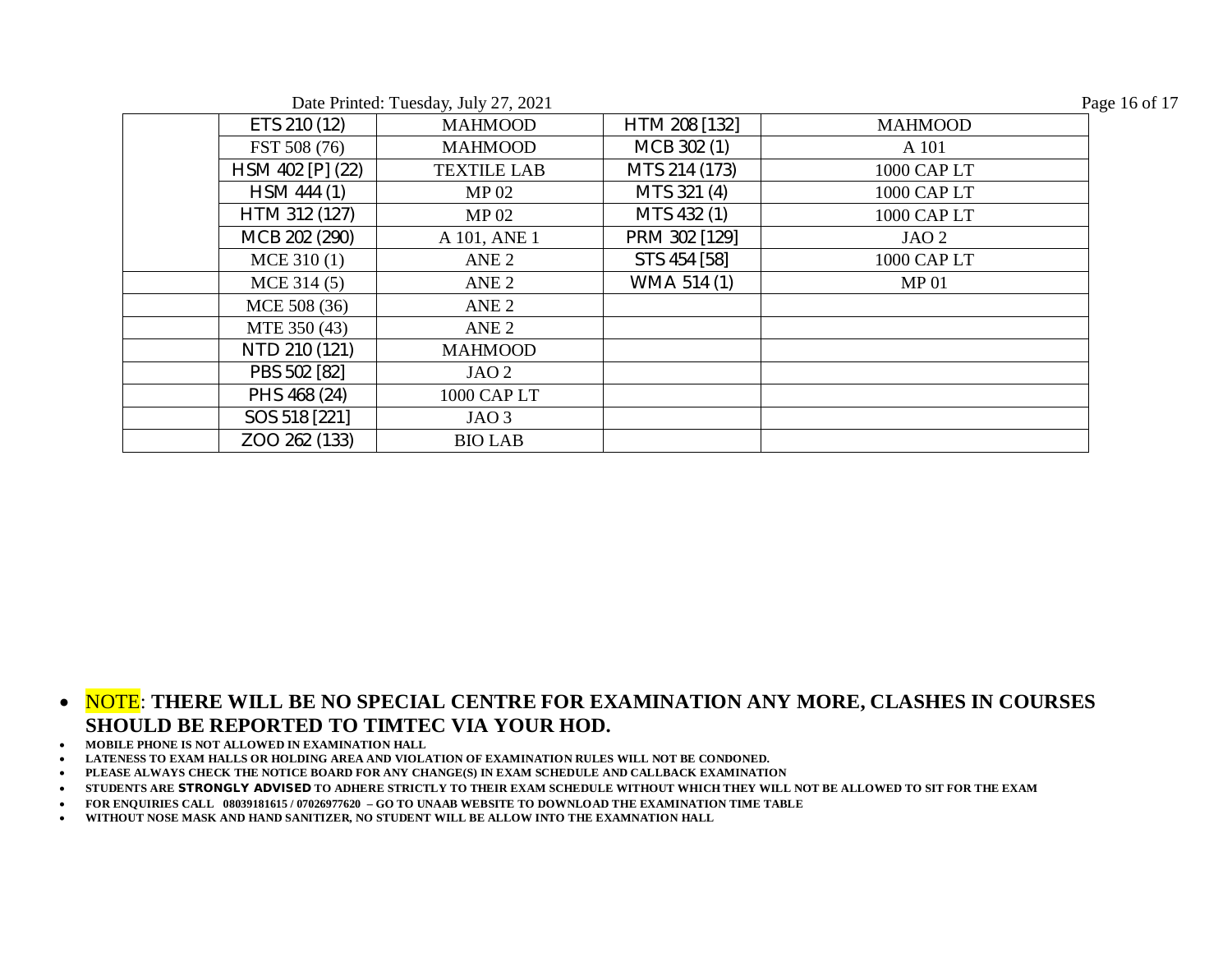| | | | | |
|---|---|---|---|---|
| | ETS 210 (12) | MAHMOOD | HTM 208 [132] | MAHMOOD |
| | FST 508 (76) | MAHMOOD | MCB 302 (1) | A 101 |
| | HSM 402 [P] (22) | TEXTILE LAB | MTS 214 (173) | 1000 CAP LT |
| | HSM 444 (1) | MP 02 | MTS 321 (4) | 1000 CAP LT |
| | HTM 312 (127) | MP 02 | MTS 432 (1) | 1000 CAP LT |
| | MCB 202 (290) | A 101, ANE 1 | PRM 302 [129] | JAO 2 |
| | MCE 310 (1) | ANE 2 | STS 454 [58] | 1000 CAP LT |
| | MCE 314 (5) | ANE 2 | WMA 514 (1) | MP 01 |
| | MCE 508 (36) | ANE 2 | | |
| | MTE 350 (43) | ANE 2 | | |
| | NTD 210 (121) | MAHMOOD | | |
| | PBS 502 [82] | JAO 2 | | |
| | PHS 468 (24) | 1000 CAP LT | | |
| | SOS 518 [221] | JAO 3 | | |
| | ZOO 262 (133) | BIO LAB | | |

- NOTE: **THERE WILL BE NO SPECIAL CENTRE FOR EXAMINATION ANY MORE, CLASHES IN COURSES SHOULD BE REPORTED TO TIMTEC VIA YOUR HOD.**
- **MOBILE PHONE IS NOT ALLOWED IN EXAMINATION HALL**
- **LATENESS TO EXAM HALLS OR HOLDING AREA AND VIOLATION OF EXAMINATION RULES WILL NOT BE CONDONED.**
- **PLEASE ALWAYS CHECK THE NOTICE BOARD FOR ANY CHANGE(S) IN EXAM SCHEDULE AND CALLBACK EXAMINATION**
- **STUDENTS ARE STRONGLY ADVISED TO ADHERE STRICTLY TO THEIR EXAM SCHEDULE WITHOUT WHICH THEY WILL NOT BE ALLOWED TO SIT FOR THE EXAM**
- **FOR ENQUIRIES CALL 08039181615 / 07026977620 – GO TO UNAAB WEBSITE TO DOWNLOAD THE EXAMINATION TIME TABLE**
- **WITHOUT NOSE MASK AND HAND SANITIZER, NO STUDENT WILL BE ALLOW INTO THE EXAMNATION HALL**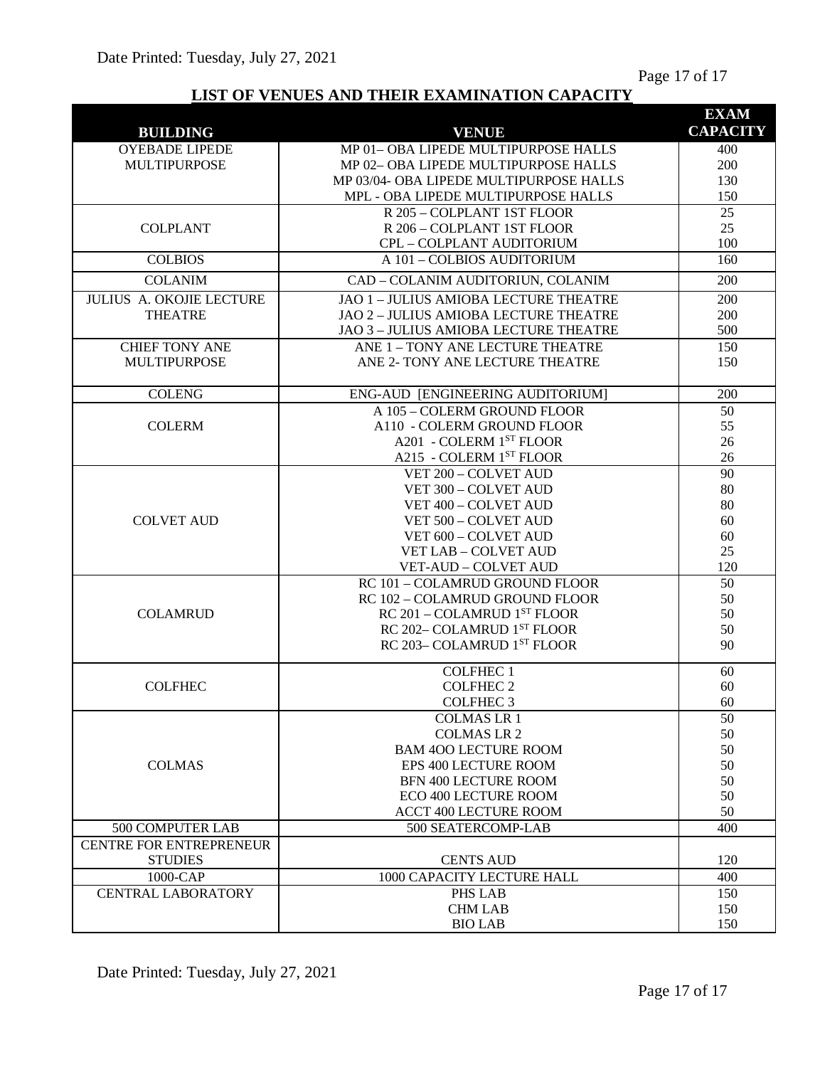## LIST OF VENUES AND THEIR EXAMINATION CAPACITY

| BUILDING | VENUE | EXAM CAPACITY |
|---|---|---|
| OYEBADE LIPEDE MULTIPURPOSE | MP 01– OBA LIPEDE MULTIPURPOSE HALLS | 400 |
| | MP 02– OBA LIPEDE MULTIPURPOSE HALLS | 200 |
| | MP 03/04- OBA LIPEDE MULTIPURPOSE HALLS | 130 |
| | MPL - OBA LIPEDE MULTIPURPOSE HALLS | 150 |
| COLPLANT | R 205 – COLPLANT 1ST FLOOR | 25 |
| | R 206 – COLPLANT 1ST FLOOR | 25 |
| | CPL – COLPLANT AUDITORIUM | 100 |
| COLBIOS | A 101 – COLBIOS AUDITORIUM | 160 |
| COLANIM | CAD – COLANIM AUDITORIUN, COLANIM | 200 |
| JULIUS A. OKOJIE LECTURE THEATRE | JAO 1 – JULIUS AMIOBA LECTURE THEATRE | 200 |
| | JAO 2 – JULIUS AMIOBA LECTURE THEATRE | 200 |
| | JAO 3 – JULIUS AMIOBA LECTURE THEATRE | 500 |
| CHIEF TONY ANE MULTIPURPOSE | ANE 1 – TONY ANE LECTURE THEATRE | 150 |
| | ANE 2- TONY ANE LECTURE THEATRE | 150 |
| COLENG | ENG-AUD [ENGINEERING AUDITORIUM] | 200 |
| COLERM | A 105 – COLERM GROUND FLOOR | 50 |
| | A110 - COLERM GROUND FLOOR | 55 |
| | A201 - COLERM 1ST FLOOR | 26 |
| | A215 - COLERM 1ST FLOOR | 26 |
| COLVET AUD | VET 200 – COLVET AUD | 90 |
| | VET 300 – COLVET AUD | 80 |
| | VET 400 – COLVET AUD | 80 |
| | VET 500 – COLVET AUD | 60 |
| | VET 600 – COLVET AUD | 60 |
| | VET LAB – COLVET AUD | 25 |
| | VET-AUD – COLVET AUD | 120 |
| COLAMRUD | RC 101 – COLAMRUD GROUND FLOOR | 50 |
| | RC 102 – COLAMRUD GROUND FLOOR | 50 |
| | RC 201 – COLAMRUD 1ST FLOOR | 50 |
| | RC 202– COLAMRUD 1ST FLOOR | 50 |
| | RC 203– COLAMRUD 1ST FLOOR | 90 |
| COLFHEC | COLFHEC 1 | 60 |
| | COLFHEC 2 | 60 |
| | COLFHEC 3 | 60 |
| COLMAS | COLMAS LR 1 | 50 |
| | COLMAS LR 2 | 50 |
| | BAM 4OO LECTURE ROOM | 50 |
| | EPS 400 LECTURE ROOM | 50 |
| | BFN 400 LECTURE ROOM | 50 |
| | ECO 400 LECTURE ROOM | 50 |
| | ACCT 400 LECTURE ROOM | 50 |
| 500 COMPUTER LAB | 500 SEATERCOMP-LAB | 400 |
| CENTRE FOR ENTREPRENEUR STUDIES | CENTS AUD | 120 |
| 1000-CAP | 1000 CAPACITY LECTURE HALL | 400 |
| CENTRAL LABORATORY | PHS LAB | 150 |
| | CHM LAB | 150 |
| | BIO LAB | 150 |